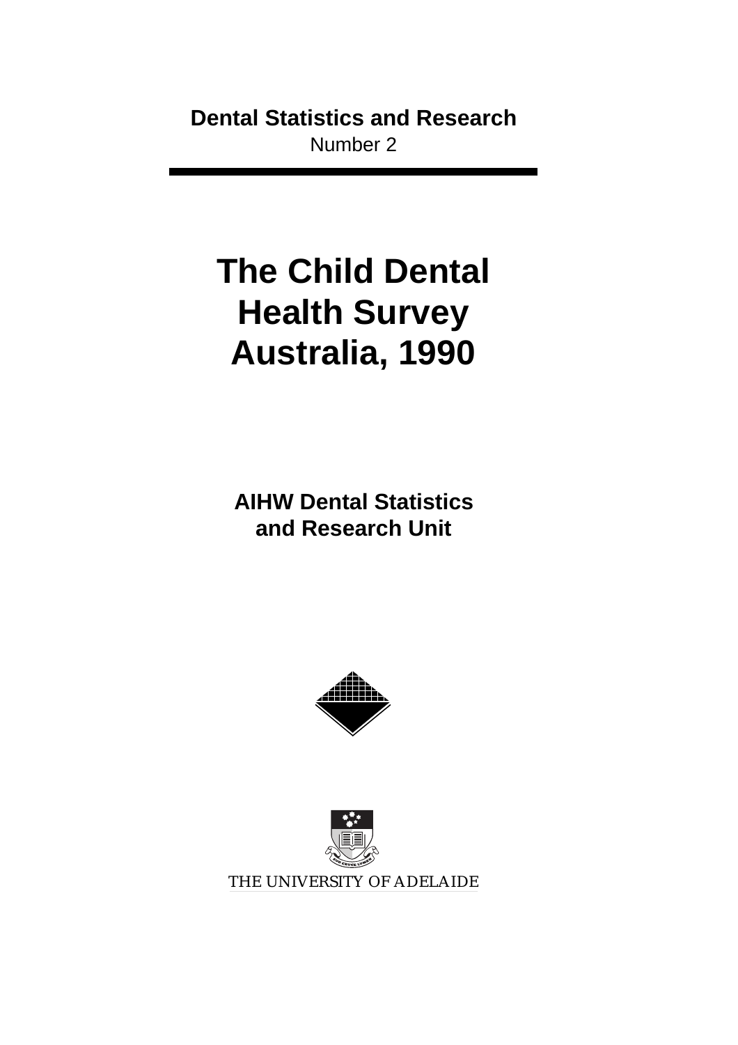**Dental Statistics and Research**

Number 2

# The Child Dental Health Survey Australia, 1990

**AIHW Dental Statistics and Research Unit**

THE UNIVERSITY OF ADELAIDE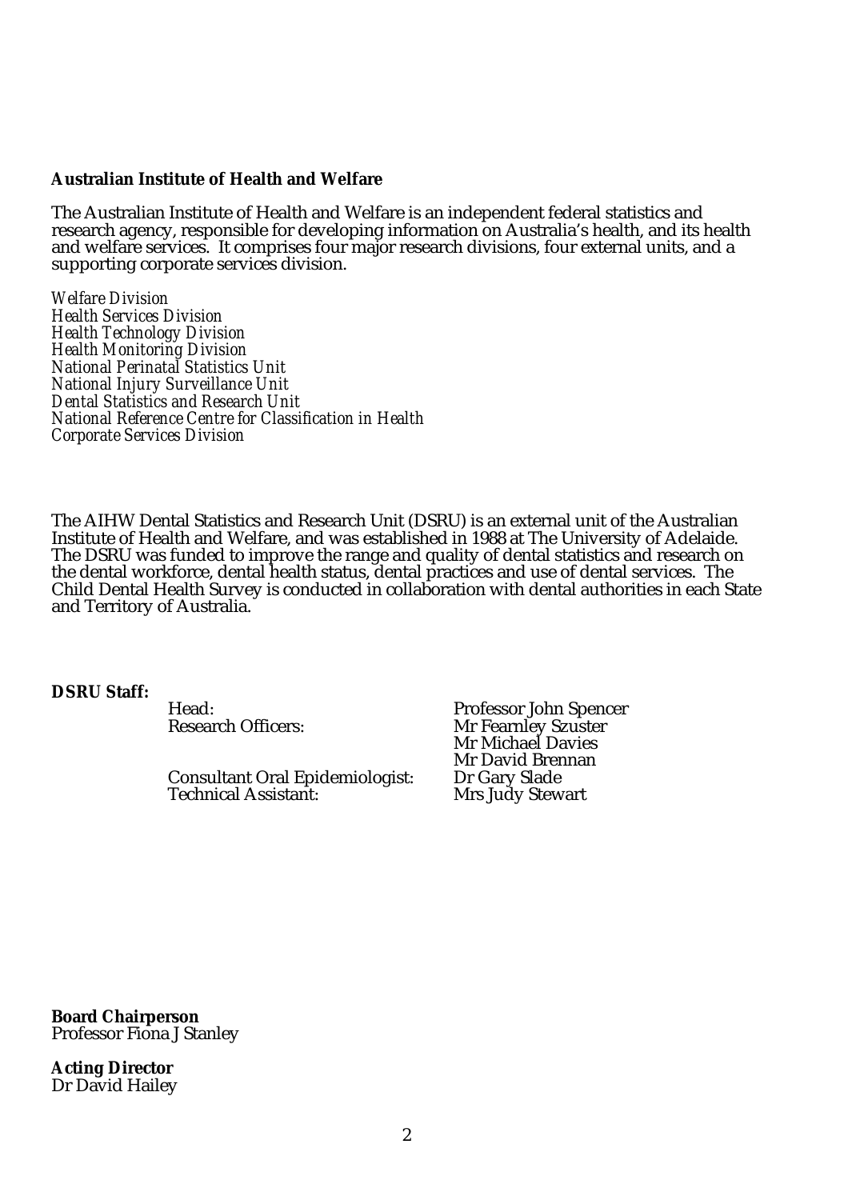**Australian Institute of Health and Welfare**

The Australian Institute of Health and Welfare is an independent federal statistics and research agency, responsible for developing information on Australia's health, and its health and welfare services. It comprises four major research divisions, four external units, and a supporting corporate services division.

*Welfare Division*
*Health Services Division*
*Health Technology Division*
*Health Monitoring Division*
*National Perinatal Statistics Unit*
*National Injury Surveillance Unit*
*Dental Statistics and Research Unit*
*National Reference Centre for Classification in Health*
*Corporate Services Division*

The AIHW Dental Statistics and Research Unit (DSRU) is an external unit of the Australian Institute of Health and Welfare, and was established in 1988 at The University of Adelaide. The DSRU was funded to improve the range and quality of dental statistics and research on the dental workforce, dental health status, dental practices and use of dental services. The Child Dental Health Survey is conducted in collaboration with dental authorities in each State and Territory of Australia.

**DSRU Staff:**

| | |
|---|---|
| Head: | Professor John Spencer |
| Research Officers: | Mr Fearnley Szuster |
| | Mr Michael Davies |
| | Mr David Brennan |
| Consultant Oral Epidemiologist: | Dr Gary Slade |
| Technical Assistant: | Mrs Judy Stewart |

**Board Chairperson**
Professor Fiona J Stanley

**Acting Director**
Dr David Hailey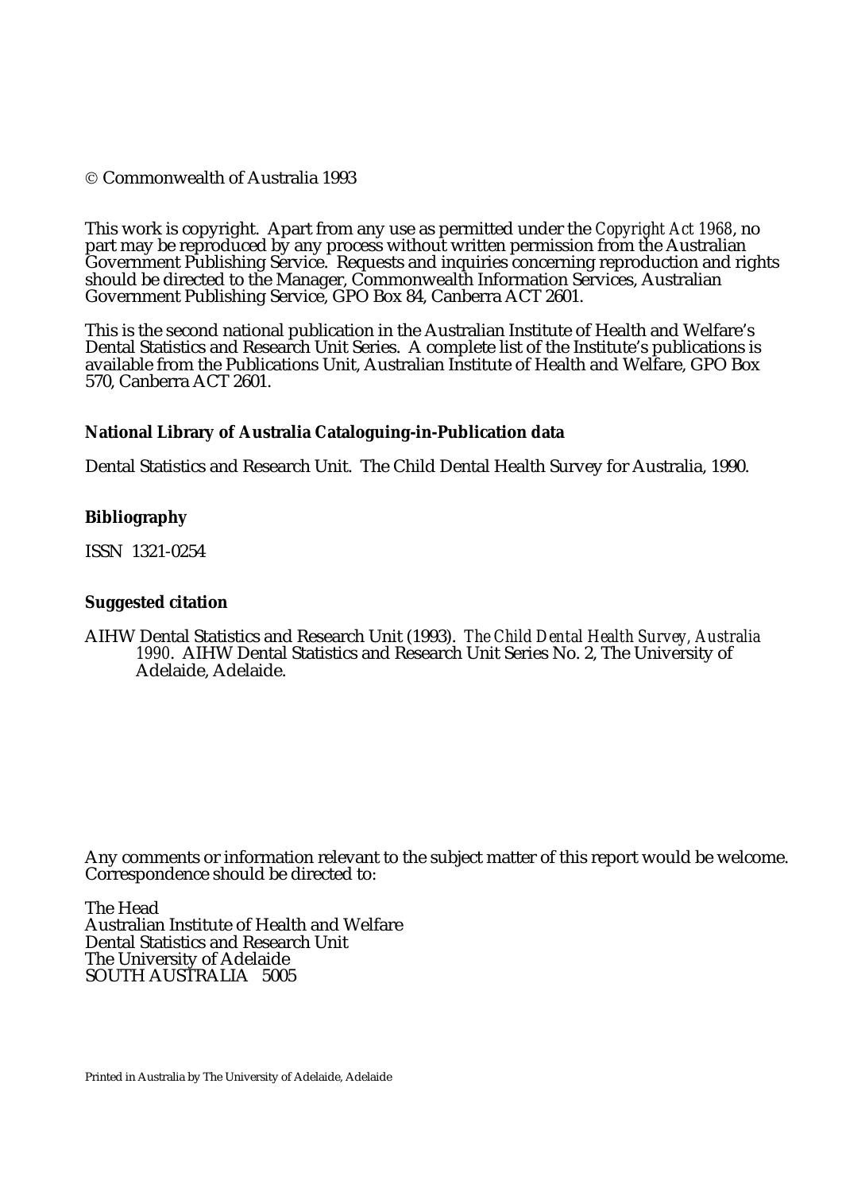© Commonwealth of Australia 1993

This work is copyright. Apart from any use as permitted under the *Copyright Act 1968*, no part may be reproduced by any process without written permission from the Australian Government Publishing Service. Requests and inquiries concerning reproduction and rights should be directed to the Manager, Commonwealth Information Services, Australian Government Publishing Service, GPO Box 84, Canberra ACT 2601.

This is the second national publication in the Australian Institute of Health and Welfare's Dental Statistics and Research Unit Series. A complete list of the Institute's publications is available from the Publications Unit, Australian Institute of Health and Welfare, GPO Box 570, Canberra ACT 2601.

**National Library of Australia Cataloguing-in-Publication data**

Dental Statistics and Research Unit. The Child Dental Health Survey for Australia, 1990.

**Bibliography**

ISSN 1321-0254

**Suggested citation**

AIHW Dental Statistics and Research Unit (1993). *The Child Dental Health Survey, Australia 1990*. AIHW Dental Statistics and Research Unit Series No. 2, The University of Adelaide, Adelaide.

Any comments or information relevant to the subject matter of this report would be welcome. Correspondence should be directed to:

The Head
Australian Institute of Health and Welfare
Dental Statistics and Research Unit
The University of Adelaide
SOUTH AUSTRALIA 5005

Printed in Australia by The University of Adelaide, Adelaide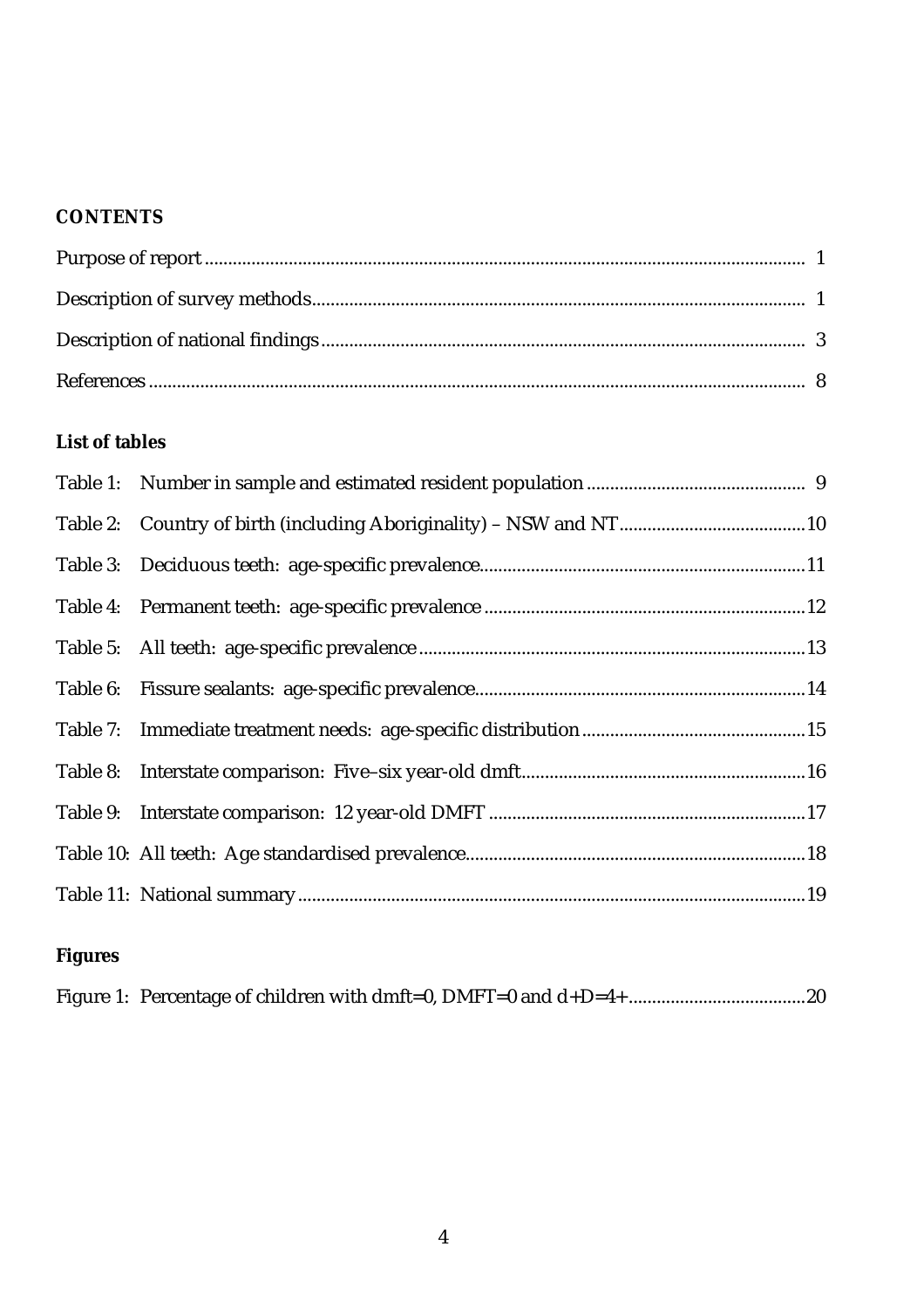## CONTENTS

| | |
|---|---|
| Purpose of report | 1 |
| Description of survey methods | 1 |
| Description of national findings | 3 |
| References | 8 |

### List of tables

| | |
|---|---|
| Table 1: Number in sample and estimated resident population | 9 |
| Table 2: Country of birth (including Aboriginality) – NSW and NT | 10 |
| Table 3: Deciduous teeth: age-specific prevalence | 11 |
| Table 4: Permanent teeth: age-specific prevalence | 12 |
| Table 5: All teeth: age-specific prevalence | 13 |
| Table 6: Fissure sealants: age-specific prevalence | 14 |
| Table 7: Immediate treatment needs: age-specific distribution | 15 |
| Table 8: Interstate comparison: Five–six year-old dmft | 16 |
| Table 9: Interstate comparison: 12 year-old DMFT | 17 |
| Table 10: All teeth: Age standardised prevalence | 18 |
| Table 11: National summary | 19 |

### Figures

| | |
|---|---|
| Figure 1: Percentage of children with dmft=0, DMFT=0 and d+D=4+ | 20 |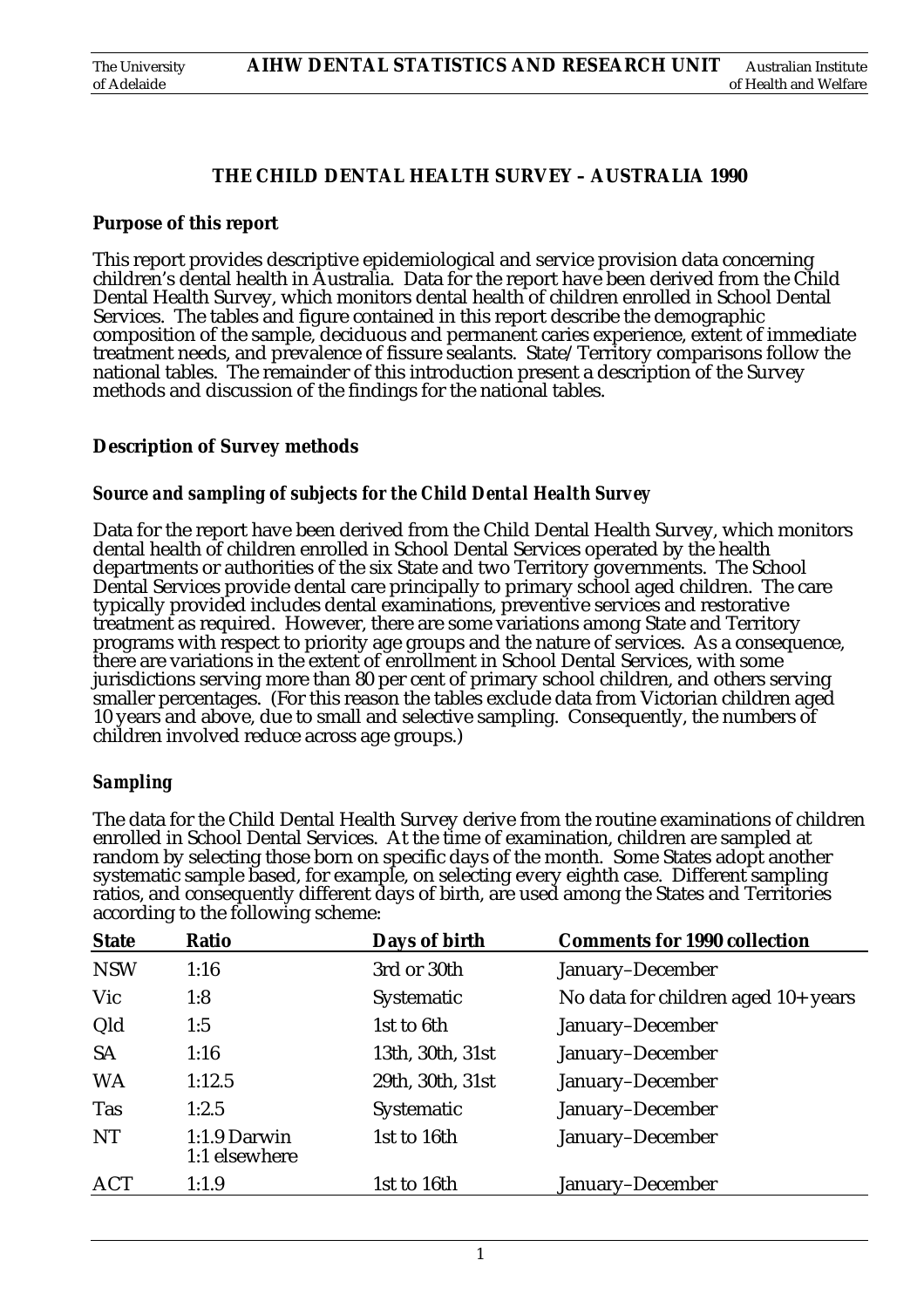## THE CHILD DENTAL HEALTH SURVEY – AUSTRALIA 1990

### Purpose of this report

This report provides descriptive epidemiological and service provision data concerning children's dental health in Australia. Data for the report have been derived from the Child Dental Health Survey, which monitors dental health of children enrolled in School Dental Services. The tables and figure contained in this report describe the demographic composition of the sample, deciduous and permanent caries experience, extent of immediate treatment needs, and prevalence of fissure sealants. State/Territory comparisons follow the national tables. The remainder of this introduction present a description of the Survey methods and discussion of the findings for the national tables.

### Description of Survey methods

#### *Source and sampling of subjects for the Child Dental Health Survey*

Data for the report have been derived from the Child Dental Health Survey, which monitors dental health of children enrolled in School Dental Services operated by the health departments or authorities of the six State and two Territory governments. The School Dental Services provide dental care principally to primary school aged children. The care typically provided includes dental examinations, preventive services and restorative treatment as required. However, there are some variations among State and Territory programs with respect to priority age groups and the nature of services. As a consequence, there are variations in the extent of enrollment in School Dental Services, with some jurisdictions serving more than 80 per cent of primary school children, and others serving smaller percentages. (For this reason the tables exclude data from Victorian children aged 10 years and above, due to small and selective sampling. Consequently, the numbers of children involved reduce across age groups.)

#### *Sampling*

The data for the Child Dental Health Survey derive from the routine examinations of children enrolled in School Dental Services. At the time of examination, children are sampled at random by selecting those born on specific days of the month. Some States adopt another systematic sample based, for example, on selecting every eighth case. Different sampling ratios, and consequently different days of birth, are used among the States and Territories according to the following scheme:

| State | Ratio | Days of birth | Comments for 1990 collection |
|---|---|---|---|
| NSW | 1:16 | 3rd or 30th | January–December |
| Vic | 1:8 | Systematic | No data for children aged 10+ years |
| Qld | 1:5 | 1st to 6th | January–December |
| SA | 1:16 | 13th, 30th, 31st | January–December |
| WA | 1:12.5 | 29th, 30th, 31st | January–December |
| Tas | 1:2.5 | Systematic | January–December |
| NT | 1:1.9 Darwin<br>1:1 elsewhere | 1st to 16th | January–December |
| ACT | 1:1.9 | 1st to 16th | January–December |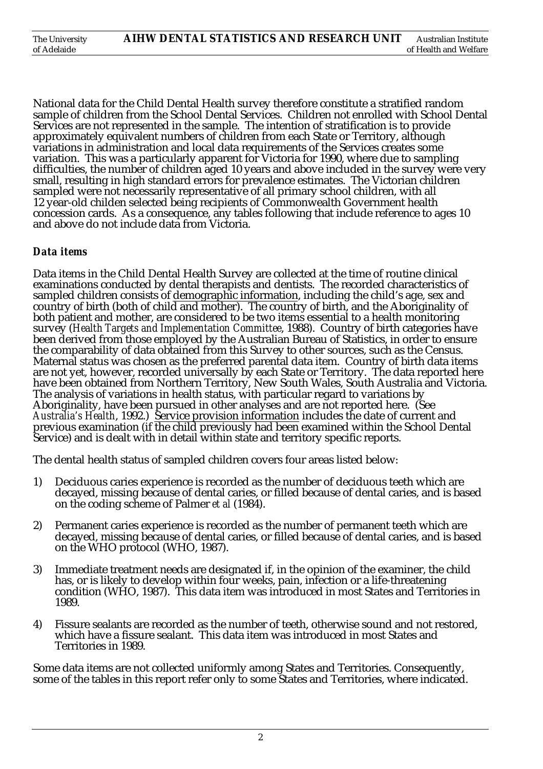National data for the Child Dental Health survey therefore constitute a stratified random sample of children from the School Dental Services. Children not enrolled with School Dental Services are not represented in the sample. The intention of stratification is to provide approximately equivalent numbers of children from each State or Territory, although variations in administration and local data requirements of the Services creates some variation. This was a particularly apparent for Victoria for 1990, where due to sampling difficulties, the number of children aged 10 years and above included in the survey were very small, resulting in high standard errors for prevalence estimates. The Victorian children sampled were not necessarily representative of all primary school children, with all 12 year-old childen selected being recipients of Commonwealth Government health concession cards. As a consequence, any tables following that include reference to ages 10 and above do not include data from Victoria.

### *Data items*

Data items in the Child Dental Health Survey are collected at the time of routine clinical examinations conducted by dental therapists and dentists. The recorded characteristics of sampled children consists of demographic information, including the child's age, sex and country of birth (both of child and mother). The country of birth, and the Aboriginality of both patient and mother, are considered to be two items essential to a health monitoring survey (*Health Targets and Implementation Committee*, 1988). Country of birth categories have been derived from those employed by the Australian Bureau of Statistics, in order to ensure the comparability of data obtained from this Survey to other sources, such as the Census. Maternal status was chosen as the preferred parental data item. Country of birth data items are not yet, however, recorded universally by each State or Territory. The data reported here have been obtained from Northern Territory, New South Wales, South Australia and Victoria. The analysis of variations in health status, with particular regard to variations by Aboriginality, have been pursued in other analyses and are not reported here. (See *Australia's Health*, 1992.) Service provision information includes the date of current and previous examination (if the child previously had been examined within the School Dental Service) and is dealt with in detail within state and territory specific reports.

The dental health status of sampled children covers four areas listed below:

1) Deciduous caries experience is recorded as the number of deciduous teeth which are decayed, missing because of dental caries, or filled because of dental caries, and is based on the coding scheme of Palmer *et al* (1984).

2) Permanent caries experience is recorded as the number of permanent teeth which are decayed, missing because of dental caries, or filled because of dental caries, and is based on the WHO protocol (WHO, 1987).

3) Immediate treatment needs are designated if, in the opinion of the examiner, the child has, or is likely to develop within four weeks, pain, infection or a life-threatening condition (WHO, 1987). This data item was introduced in most States and Territories in 1989.

4) Fissure sealants are recorded as the number of teeth, otherwise sound and not restored, which have a fissure sealant. This data item was introduced in most States and Territories in 1989.

Some data items are not collected uniformly among States and Territories. Consequently, some of the tables in this report refer only to some States and Territories, where indicated.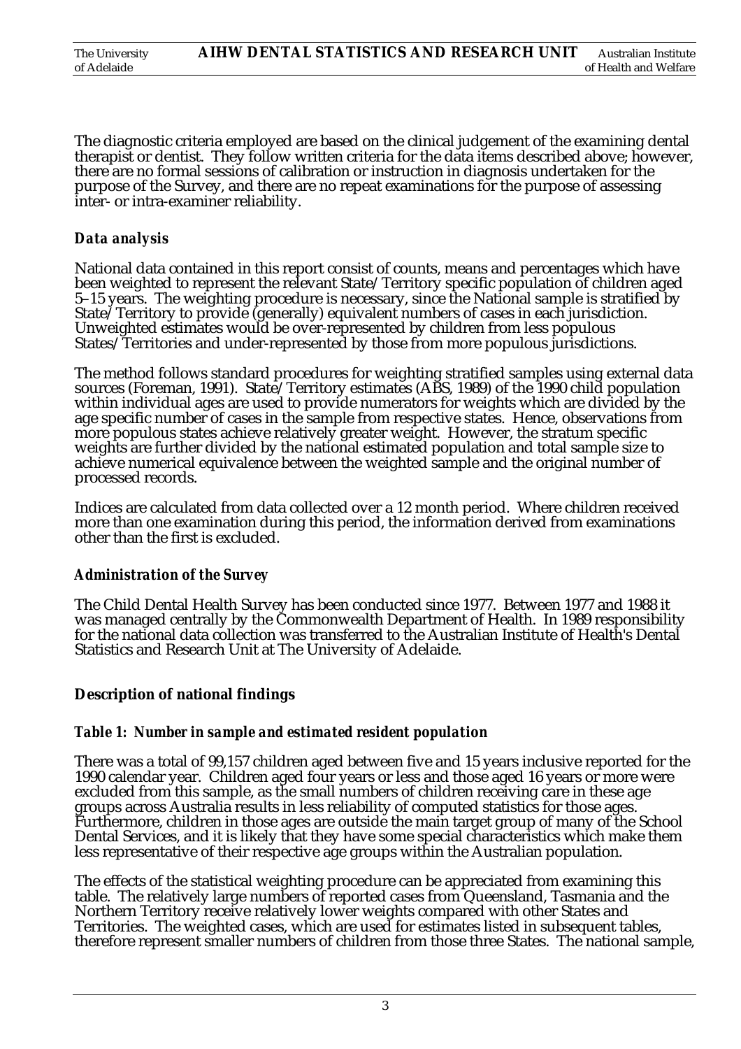The diagnostic criteria employed are based on the clinical judgement of the examining dental therapist or dentist. They follow written criteria for the data items described above; however, there are no formal sessions of calibration or instruction in diagnosis undertaken for the purpose of the Survey, and there are no repeat examinations for the purpose of assessing inter- or intra-examiner reliability.

### *Data analysis*

National data contained in this report consist of counts, means and percentages which have been weighted to represent the relevant State/Territory specific population of children aged 5–15 years. The weighting procedure is necessary, since the National sample is stratified by State/Territory to provide (generally) equivalent numbers of cases in each jurisdiction. Unweighted estimates would be over-represented by children from less populous States/Territories and under-represented by those from more populous jurisdictions.

The method follows standard procedures for weighting stratified samples using external data sources (Foreman, 1991). State/Territory estimates (ABS, 1989) of the 1990 child population within individual ages are used to provide numerators for weights which are divided by the age specific number of cases in the sample from respective states. Hence, observations from more populous states achieve relatively greater weight. However, the stratum specific weights are further divided by the national estimated population and total sample size to achieve numerical equivalence between the weighted sample and the original number of processed records.

Indices are calculated from data collected over a 12 month period. Where children received more than one examination during this period, the information derived from examinations other than the first is excluded.

### *Administration of the Survey*

The Child Dental Health Survey has been conducted since 1977. Between 1977 and 1988 it was managed centrally by the Commonwealth Department of Health. In 1989 responsibility for the national data collection was transferred to the Australian Institute of Health's Dental Statistics and Research Unit at The University of Adelaide.

## **Description of national findings**

### *Table 1: Number in sample and estimated resident population*

There was a total of 99,157 children aged between five and 15 years inclusive reported for the 1990 calendar year. Children aged four years or less and those aged 16 years or more were excluded from this sample, as the small numbers of children receiving care in these age groups across Australia results in less reliability of computed statistics for those ages. Furthermore, children in those ages are outside the main target group of many of the School Dental Services, and it is likely that they have some special characteristics which make them less representative of their respective age groups within the Australian population.

The effects of the statistical weighting procedure can be appreciated from examining this table. The relatively large numbers of reported cases from Queensland, Tasmania and the Northern Territory receive relatively lower weights compared with other States and Territories. The weighted cases, which are used for estimates listed in subsequent tables, therefore represent smaller numbers of children from those three States. The national sample,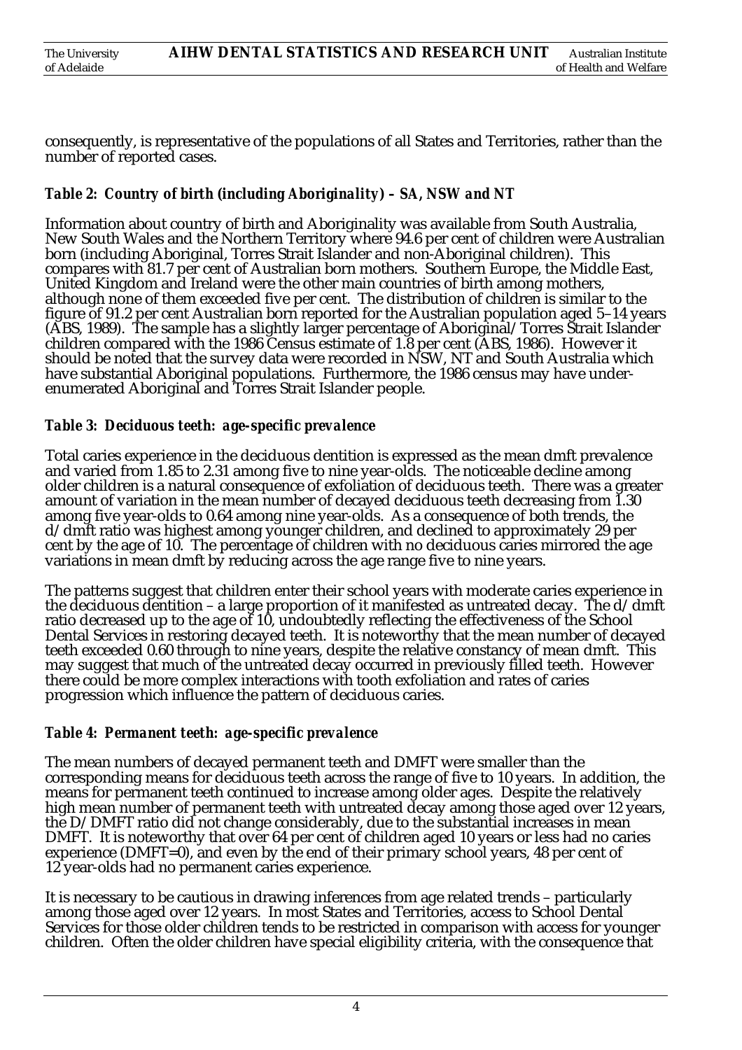consequently, is representative of the populations of all States and Territories, rather than the number of reported cases.

### *Table 2: Country of birth (including Aboriginality) – SA, NSW and NT*

Information about country of birth and Aboriginality was available from South Australia, New South Wales and the Northern Territory where 94.6 per cent of children were Australian born (including Aboriginal, Torres Strait Islander and non-Aboriginal children). This compares with 81.7 per cent of Australian born mothers. Southern Europe, the Middle East, United Kingdom and Ireland were the other main countries of birth among mothers, although none of them exceeded five per cent. The distribution of children is similar to the figure of 91.2 per cent Australian born reported for the Australian population aged 5–14 years (ABS, 1989). The sample has a slightly larger percentage of Aboriginal/Torres Strait Islander children compared with the 1986 Census estimate of 1.8 per cent (ABS, 1986). However it should be noted that the survey data were recorded in NSW, NT and South Australia which have substantial Aboriginal populations. Furthermore, the 1986 census may have under-enumerated Aboriginal and Torres Strait Islander people.

### *Table 3: Deciduous teeth: age-specific prevalence*

Total caries experience in the deciduous dentition is expressed as the mean dmft prevalence and varied from 1.85 to 2.31 among five to nine year-olds. The noticeable decline among older children is a natural consequence of exfoliation of deciduous teeth. There was a greater amount of variation in the mean number of decayed deciduous teeth decreasing from 1.30 among five year-olds to 0.64 among nine year-olds. As a consequence of both trends, the d/dmft ratio was highest among younger children, and declined to approximately 29 per cent by the age of 10. The percentage of children with no deciduous caries mirrored the age variations in mean dmft by reducing across the age range five to nine years.

The patterns suggest that children enter their school years with moderate caries experience in the deciduous dentition – a large proportion of it manifested as untreated decay. The d/dmft ratio decreased up to the age of 10, undoubtedly reflecting the effectiveness of the School Dental Services in restoring decayed teeth. It is noteworthy that the mean number of decayed teeth exceeded 0.60 through to nine years, despite the relative constancy of mean dmft. This may suggest that much of the untreated decay occurred in previously filled teeth. However there could be more complex interactions with tooth exfoliation and rates of caries progression which influence the pattern of deciduous caries.

### *Table 4: Permanent teeth: age-specific prevalence*

The mean numbers of decayed permanent teeth and DMFT were smaller than the corresponding means for deciduous teeth across the range of five to 10 years. In addition, the means for permanent teeth continued to increase among older ages. Despite the relatively high mean number of permanent teeth with untreated decay among those aged over 12 years, the D/DMFT ratio did not change considerably, due to the substantial increases in mean DMFT. It is noteworthy that over 64 per cent of children aged 10 years or less had no caries experience (DMFT=0), and even by the end of their primary school years, 48 per cent of 12 year-olds had no permanent caries experience.

It is necessary to be cautious in drawing inferences from age related trends – particularly among those aged over 12 years. In most States and Territories, access to School Dental Services for those older children tends to be restricted in comparison with access for younger children. Often the older children have special eligibility criteria, with the consequence that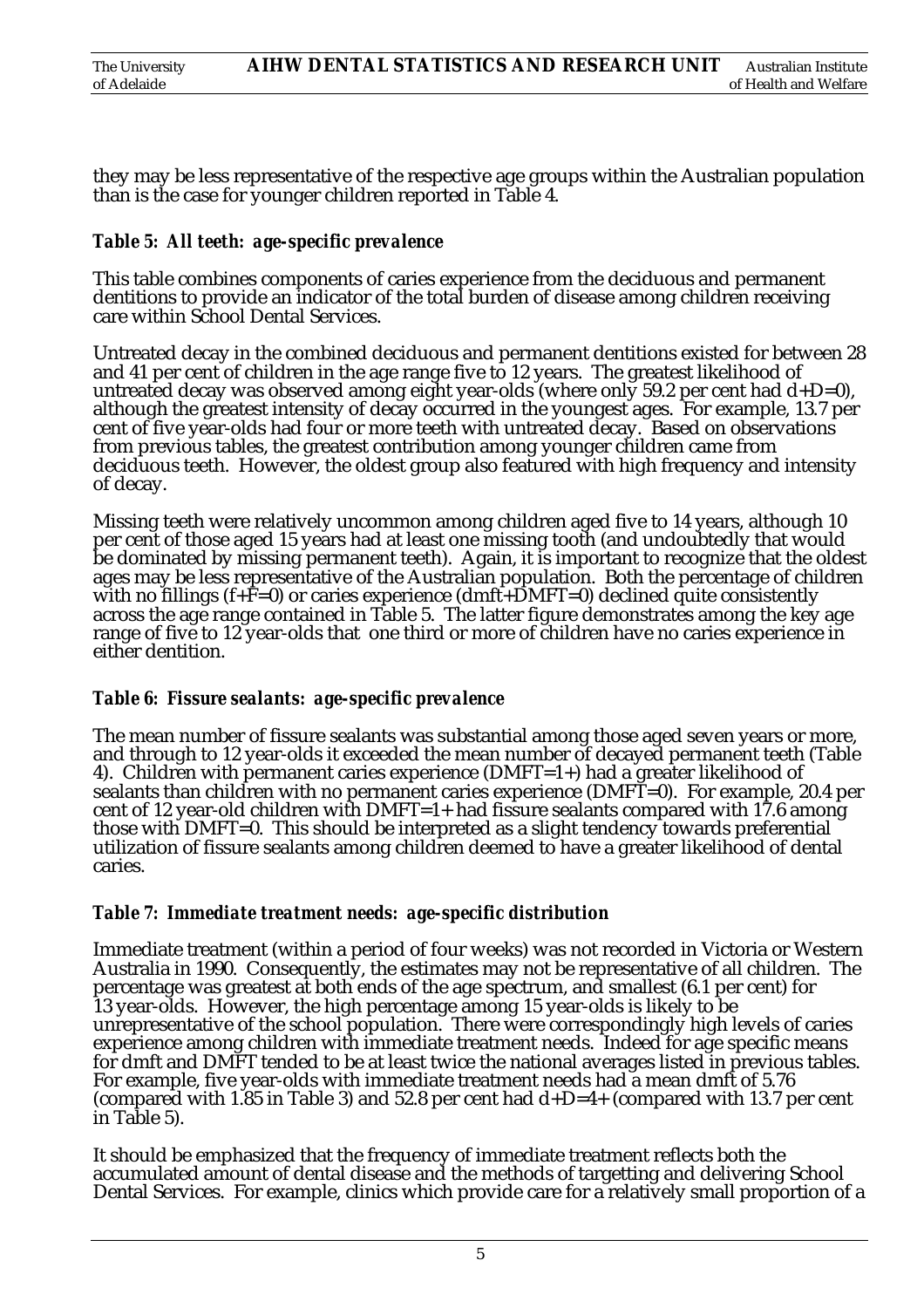they may be less representative of the respective age groups within the Australian population than is the case for younger children reported in Table 4.

### *Table 5: All teeth: age-specific prevalence*

This table combines components of caries experience from the deciduous and permanent dentitions to provide an indicator of the total burden of disease among children receiving care within School Dental Services.

Untreated decay in the combined deciduous and permanent dentitions existed for between 28 and 41 per cent of children in the age range five to 12 years. The greatest likelihood of untreated decay was observed among eight year-olds (where only 59.2 per cent had d+D=0), although the greatest intensity of decay occurred in the youngest ages. For example, 13.7 per cent of five year-olds had four or more teeth with untreated decay. Based on observations from previous tables, the greatest contribution among younger children came from deciduous teeth. However, the oldest group also featured with high frequency and intensity of decay.

Missing teeth were relatively uncommon among children aged five to 14 years, although 10 per cent of those aged 15 years had at least one missing tooth (and undoubtedly that would be dominated by missing permanent teeth). Again, it is important to recognize that the oldest ages may be less representative of the Australian population. Both the percentage of children with no fillings (f+F=0) or caries experience (dmft+DMFT=0) declined quite consistently across the age range contained in Table 5. The latter figure demonstrates among the key age range of five to 12 year-olds that one third or more of children have no caries experience in either dentition.

### *Table 6: Fissure sealants: age-specific prevalence*

The mean number of fissure sealants was substantial among those aged seven years or more, and through to 12 year-olds it exceeded the mean number of decayed permanent teeth (Table 4). Children with permanent caries experience (DMFT=1+) had a greater likelihood of sealants than children with no permanent caries experience (DMFT=0). For example, 20.4 per cent of 12 year-old children with DMFT=1+ had fissure sealants compared with 17.6 among those with DMFT=0. This should be interpreted as a slight tendency towards preferential utilization of fissure sealants among children deemed to have a greater likelihood of dental caries.

### *Table 7: Immediate treatment needs: age-specific distribution*

Immediate treatment (within a period of four weeks) was not recorded in Victoria or Western Australia in 1990. Consequently, the estimates may not be representative of all children. The percentage was greatest at both ends of the age spectrum, and smallest (6.1 per cent) for 13 year-olds. However, the high percentage among 15 year-olds is likely to be unrepresentative of the school population. There were correspondingly high levels of caries experience among children with immediate treatment needs. Indeed for age specific means for dmft and DMFT tended to be at least twice the national averages listed in previous tables. For example, five year-olds with immediate treatment needs had a mean dmft of 5.76 (compared with 1.85 in Table 3) and 52.8 per cent had d+D=4+ (compared with 13.7 per cent in Table 5).

It should be emphasized that the frequency of immediate treatment reflects both the accumulated amount of dental disease and the methods of targetting and delivering School Dental Services. For example, clinics which provide care for a relatively small proportion of a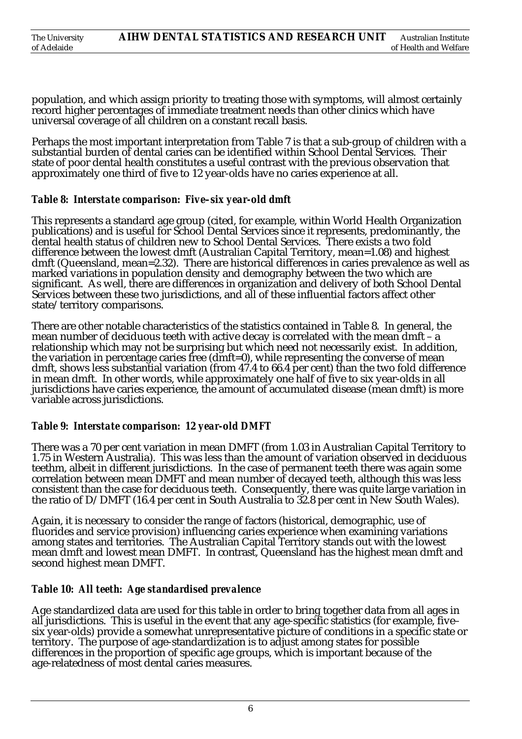population, and which assign priority to treating those with symptoms, will almost certainly record higher percentages of immediate treatment needs than other clinics which have universal coverage of all children on a constant recall basis.

Perhaps the most important interpretation from Table 7 is that a sub-group of children with a substantial burden of dental caries can be identified within School Dental Services. Their state of poor dental health constitutes a useful contrast with the previous observation that approximately one third of five to 12 year-olds have no caries experience at all.

### *Table 8: Interstate comparison: Five–six year-old dmft*

This represents a standard age group (cited, for example, within World Health Organization publications) and is useful for School Dental Services since it represents, predominantly, the dental health status of children new to School Dental Services. There exists a two fold difference between the lowest dmft (Australian Capital Territory, mean=1.08) and highest dmft (Queensland, mean=2.32). There are historical differences in caries prevalence as well as marked variations in population density and demography between the two which are significant. As well, there are differences in organization and delivery of both School Dental Services between these two jurisdictions, and all of these influential factors affect other state/territory comparisons.

There are other notable characteristics of the statistics contained in Table 8. In general, the mean number of deciduous teeth with active decay is correlated with the mean dmft – a relationship which may not be surprising but which need not necessarily exist. In addition, the variation in percentage caries free (dmft=0), while representing the converse of mean dmft, shows less substantial variation (from 47.4 to 66.4 per cent) than the two fold difference in mean dmft. In other words, while approximately one half of five to six year-olds in all jurisdictions have caries experience, the amount of accumulated disease (mean dmft) is more variable across jurisdictions.

### *Table 9: Interstate comparison: 12 year-old DMFT*

There was a 70 per cent variation in mean DMFT (from 1.03 in Australian Capital Territory to 1.75 in Western Australia). This was less than the amount of variation observed in deciduous teethm, albeit in different jurisdictions. In the case of permanent teeth there was again some correlation between mean DMFT and mean number of decayed teeth, although this was less consistent than the case for deciduous teeth. Consequently, there was quite large variation in the ratio of D/DMFT (16.4 per cent in South Australia to 32.8 per cent in New South Wales).

Again, it is necessary to consider the range of factors (historical, demographic, use of fluorides and service provision) influencing caries experience when examining variations among states and territories. The Australian Capital Territory stands out with the lowest mean dmft and lowest mean DMFT. In contrast, Queensland has the highest mean dmft and second highest mean DMFT.

### *Table 10: All teeth: Age standardised prevalence*

Age standardized data are used for this table in order to bring together data from all ages in all jurisdictions. This is useful in the event that any age-specific statistics (for example, five–six year-olds) provide a somewhat unrepresentative picture of conditions in a specific state or territory. The purpose of age-standardization is to adjust among states for possible differences in the proportion of specific age groups, which is important because of the age-relatedness of most dental caries measures.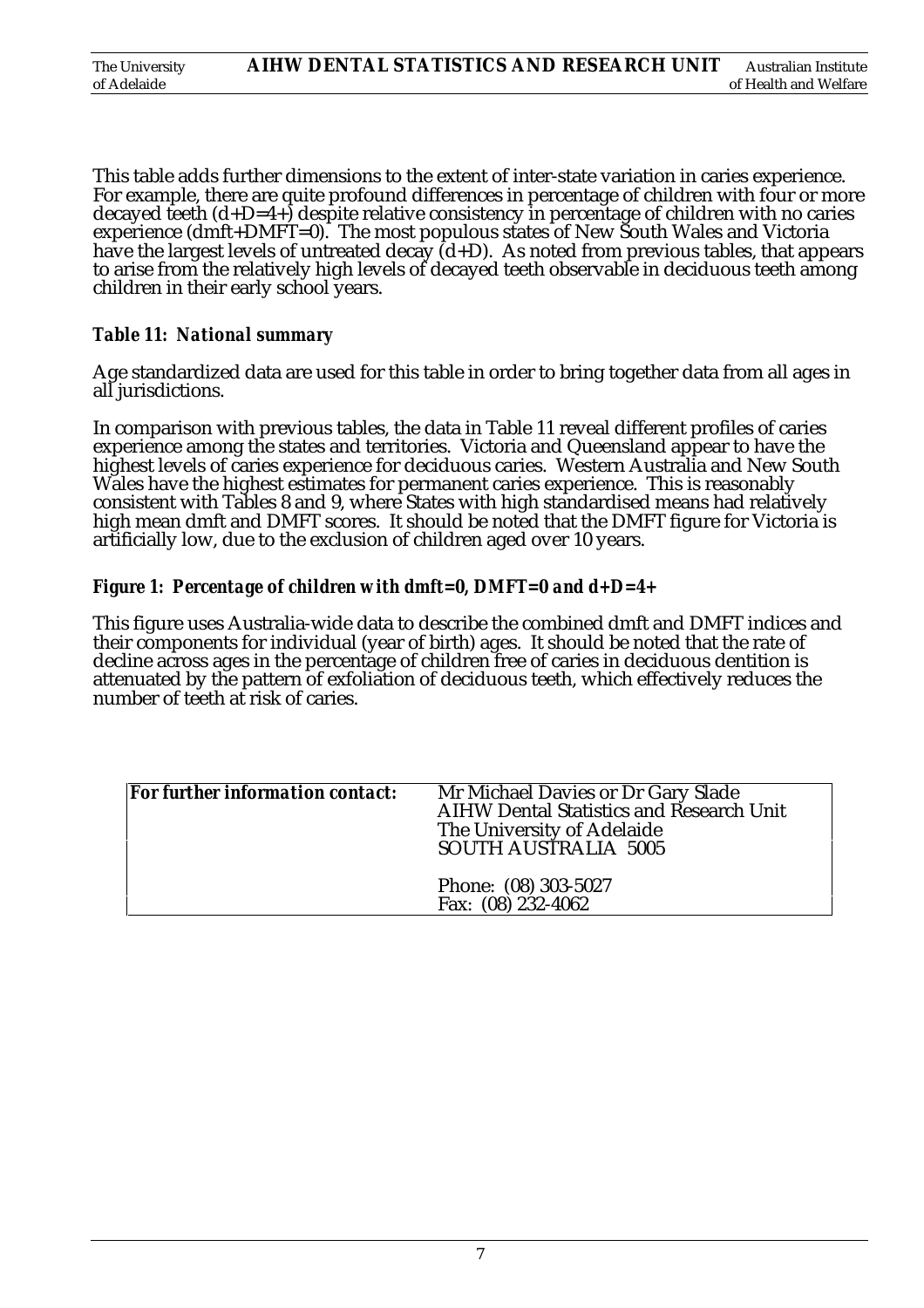This table adds further dimensions to the extent of inter-state variation in caries experience. For example, there are quite profound differences in percentage of children with four or more decayed teeth (d+D=4+) despite relative consistency in percentage of children with no caries experience (dmft+DMFT=0). The most populous states of New South Wales and Victoria have the largest levels of untreated decay (d+D). As noted from previous tables, that appears to arise from the relatively high levels of decayed teeth observable in deciduous teeth among children in their early school years.

### *Table 11: National summary*

Age standardized data are used for this table in order to bring together data from all ages in all jurisdictions.

In comparison with previous tables, the data in Table 11 reveal different profiles of caries experience among the states and territories. Victoria and Queensland appear to have the highest levels of caries experience for deciduous caries. Western Australia and New South Wales have the highest estimates for permanent caries experience. This is reasonably consistent with Tables 8 and 9, where States with high standardised means had relatively high mean dmft and DMFT scores. It should be noted that the DMFT figure for Victoria is artificially low, due to the exclusion of children aged over 10 years.

### *Figure 1: Percentage of children with dmft=0, DMFT=0 and d+D=4+*

This figure uses Australia-wide data to describe the combined dmft and DMFT indices and their components for individual (year of birth) ages. It should be noted that the rate of decline across ages in the percentage of children free of caries in deciduous dentition is attenuated by the pattern of exfoliation of deciduous teeth, which effectively reduces the number of teeth at risk of caries.

| ***For further information contact:*** | Mr Michael Davies or Dr Gary Slade<br>AIHW Dental Statistics and Research Unit<br>The University of Adelaide<br>SOUTH AUSTRALIA 5005<br><br>Phone: (08) 303-5027<br>Fax: (08) 232-4062 |
|---|---|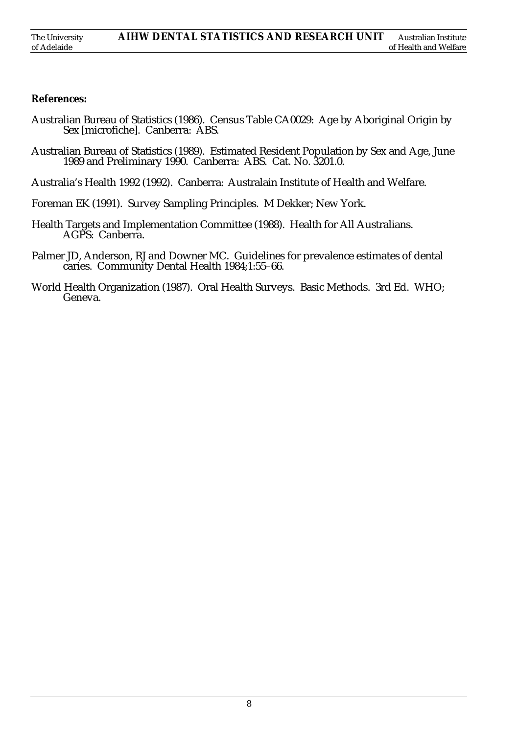**References:**

Australian Bureau of Statistics (1986). Census Table CA0029: Age by Aboriginal Origin by Sex [microfiche]. Canberra: ABS.

Australian Bureau of Statistics (1989). Estimated Resident Population by Sex and Age, June 1989 and Preliminary 1990. Canberra: ABS. Cat. No. 3201.0.

Australia's Health 1992 (1992). Canberra: Australain Institute of Health and Welfare.

Foreman EK (1991). Survey Sampling Principles. M Dekker; New York.

Health Targets and Implementation Committee (1988). Health for All Australians. AGPS: Canberra.

Palmer JD, Anderson, RJ and Downer MC. Guidelines for prevalence estimates of dental caries. Community Dental Health 1984;1:55–66.

World Health Organization (1987). Oral Health Surveys. Basic Methods. 3rd Ed. WHO; Geneva.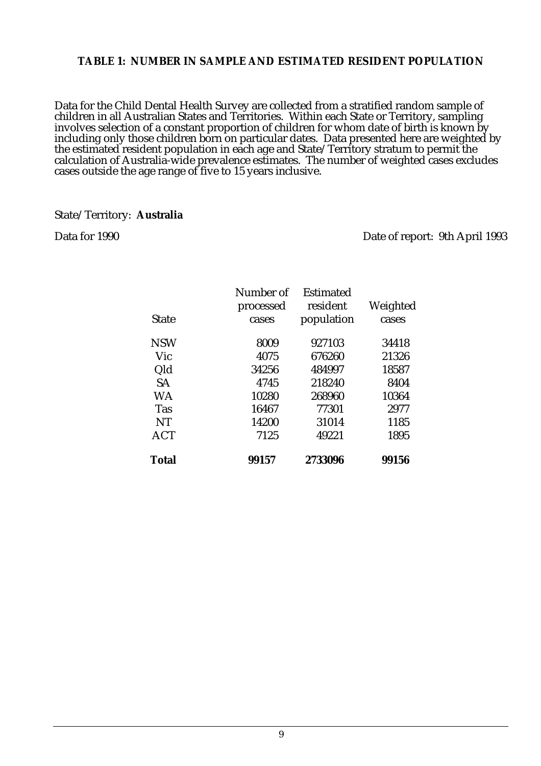## TABLE 1: NUMBER IN SAMPLE AND ESTIMATED RESIDENT POPULATION

Data for the Child Dental Health Survey are collected from a stratified random sample of children in all Australian States and Territories. Within each State or Territory, sampling involves selection of a constant proportion of children for whom date of birth is known by including only those children born on particular dates. Data presented here are weighted by the estimated resident population in each age and State/Territory stratum to permit the calculation of Australia-wide prevalence estimates. The number of weighted cases excludes cases outside the age range of five to 15 years inclusive.

State/Territory: **Australia**

Data for 1990 Date of report: 9th April 1993

| State | Number of processed cases | Estimated resident population | Weighted cases |
|---|---|---|---|
| NSW | 8009 | 927103 | 34418 |
| Vic | 4075 | 676260 | 21326 |
| Qld | 34256 | 484997 | 18587 |
| SA | 4745 | 218240 | 8404 |
| WA | 10280 | 268960 | 10364 |
| Tas | 16467 | 77301 | 2977 |
| NT | 14200 | 31014 | 1185 |
| ACT | 7125 | 49221 | 1895 |
| **Total** | **99157** | **2733096** | **99156** |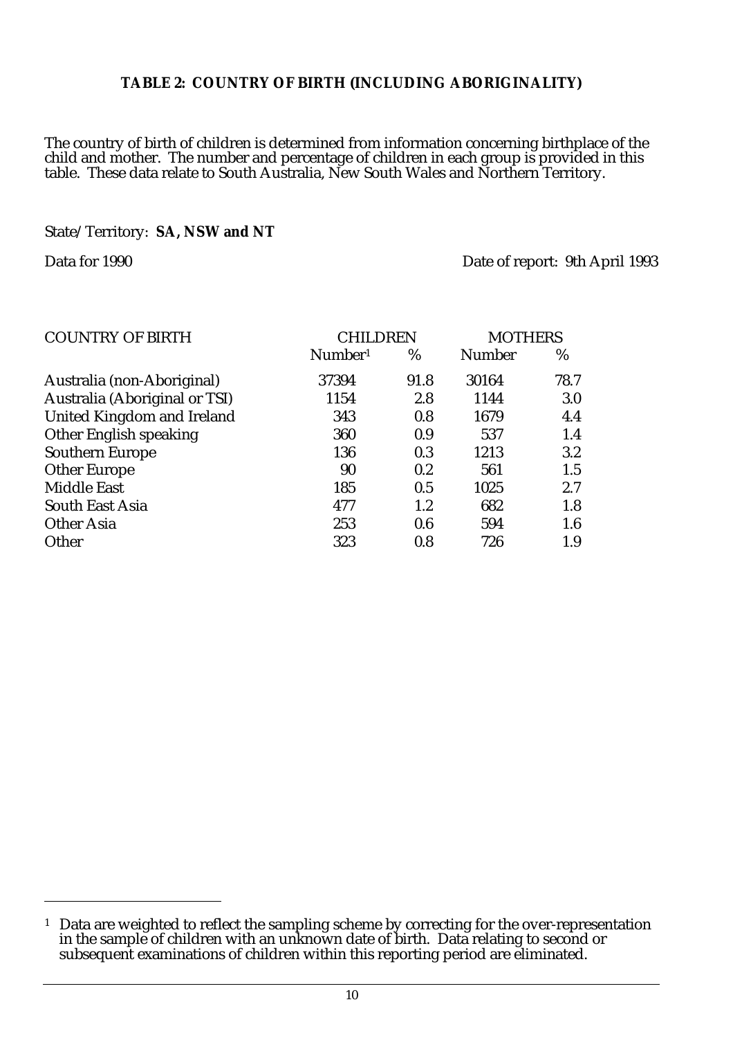### TABLE 2: COUNTRY OF BIRTH (INCLUDING ABORIGINALITY)

The country of birth of children is determined from information concerning birthplace of the child and mother. The number and percentage of children in each group is provided in this table. These data relate to South Australia, New South Wales and Northern Territory.

State/Territory: **SA, NSW and NT**

Data for 1990

Date of report: 9th April 1993

| COUNTRY OF BIRTH | CHILDREN | | MOTHERS | |
|---|---|---|---|---|
| | Number[1] | % | Number | % |
| Australia (non-Aboriginal) | 37394 | 91.8 | 30164 | 78.7 |
| Australia (Aboriginal or TSI) | 1154 | 2.8 | 1144 | 3.0 |
| United Kingdom and Ireland | 343 | 0.8 | 1679 | 4.4 |
| Other English speaking | 360 | 0.9 | 537 | 1.4 |
| Southern Europe | 136 | 0.3 | 1213 | 3.2 |
| Other Europe | 90 | 0.2 | 561 | 1.5 |
| Middle East | 185 | 0.5 | 1025 | 2.7 |
| South East Asia | 477 | 1.2 | 682 | 1.8 |
| Other Asia | 253 | 0.6 | 594 | 1.6 |
| Other | 323 | 0.8 | 726 | 1.9 |

[1] Data are weighted to reflect the sampling scheme by correcting for the over-representation in the sample of children with an unknown date of birth. Data relating to second or subsequent examinations of children within this reporting period are eliminated.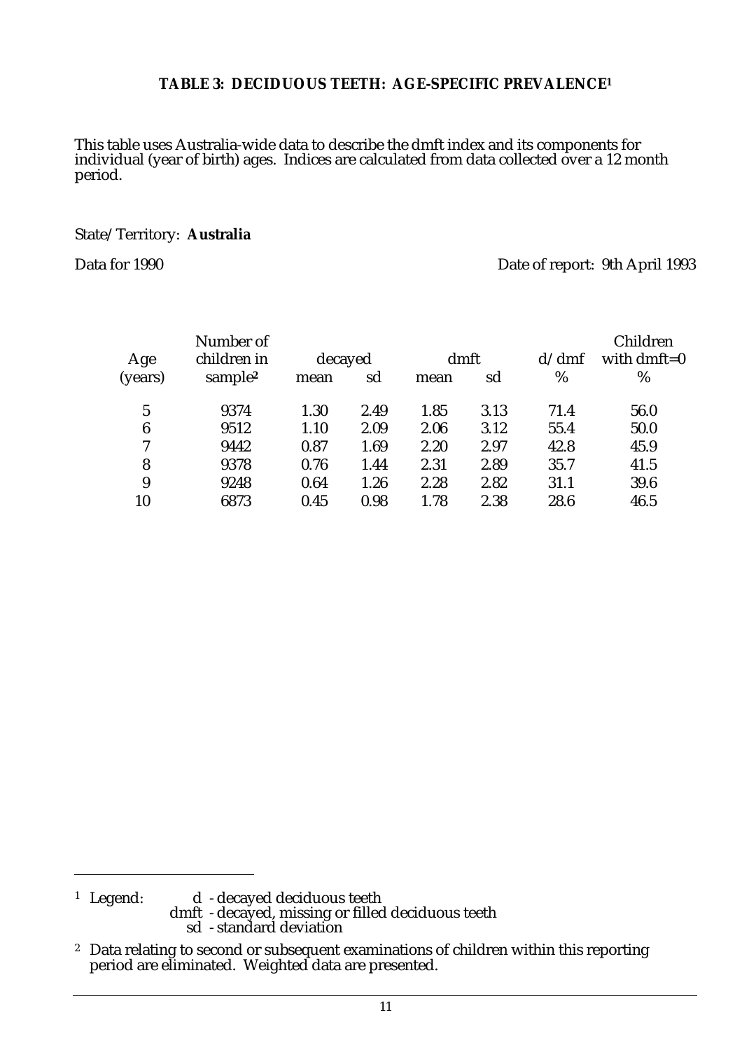## TABLE 3: DECIDUOUS TEETH: AGE-SPECIFIC PREVALENCE[1]

This table uses Australia-wide data to describe the dmft index and its components for individual (year of birth) ages. Indices are calculated from data collected over a 12 month period.

State/Territory: **Australia**

Data for 1990

Date of report: 9th April 1993

| Age (years) | Number of children in sample[2] | decayed mean | decayed sd | dmft mean | dmft sd | d/dmf % | Children with dmft=0 % |
|---|---|---|---|---|---|---|---|
| 5 | 9374 | 1.30 | 2.49 | 1.85 | 3.13 | 71.4 | 56.0 |
| 6 | 9512 | 1.10 | 2.09 | 2.06 | 3.12 | 55.4 | 50.0 |
| 7 | 9442 | 0.87 | 1.69 | 2.20 | 2.97 | 42.8 | 45.9 |
| 8 | 9378 | 0.76 | 1.44 | 2.31 | 2.89 | 35.7 | 41.5 |
| 9 | 9248 | 0.64 | 1.26 | 2.28 | 2.82 | 31.1 | 39.6 |
| 10 | 6873 | 0.45 | 0.98 | 1.78 | 2.38 | 28.6 | 46.5 |

[1] Legend:
d - decayed deciduous teeth
dmft - decayed, missing or filled deciduous teeth
sd - standard deviation

[2] Data relating to second or subsequent examinations of children within this reporting period are eliminated. Weighted data are presented.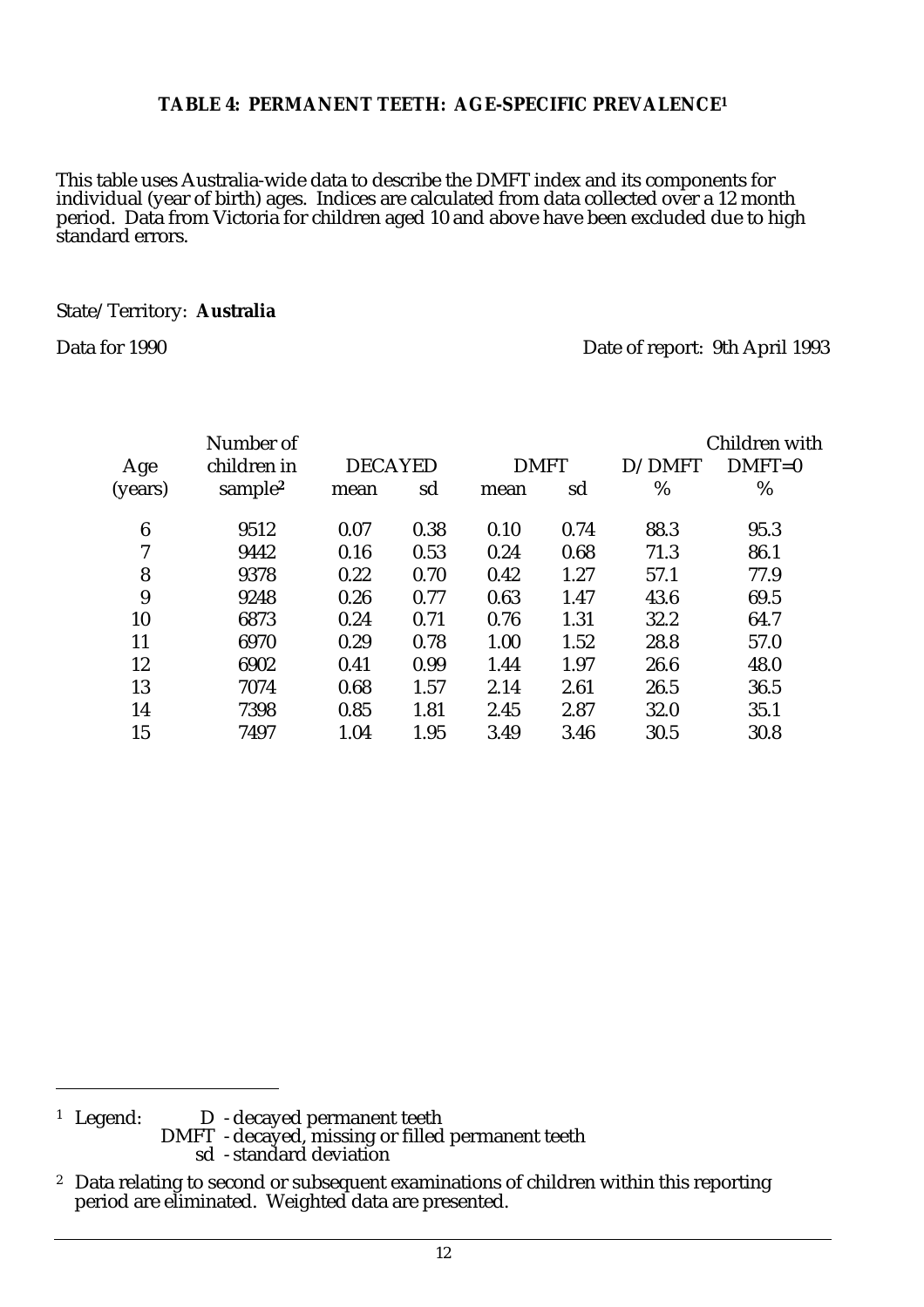## TABLE 4: PERMANENT TEETH: AGE-SPECIFIC PREVALENCE[1]

This table uses Australia-wide data to describe the DMFT index and its components for individual (year of birth) ages. Indices are calculated from data collected over a 12 month period. Data from Victoria for children aged 10 and above have been excluded due to high standard errors.

State/Territory: **Australia**

Data for 1990

Date of report: 9th April 1993

| Age (years) | Number of children in sample[2] | DECAYED | | DMFT | | D/DMFT | Children with DMFT=0 |
|---|---|---|---|---|---|---|---|
| | | mean | sd | mean | sd | % | % |
| 6 | 9512 | 0.07 | 0.38 | 0.10 | 0.74 | 88.3 | 95.3 |
| 7 | 9442 | 0.16 | 0.53 | 0.24 | 0.68 | 71.3 | 86.1 |
| 8 | 9378 | 0.22 | 0.70 | 0.42 | 1.27 | 57.1 | 77.9 |
| 9 | 9248 | 0.26 | 0.77 | 0.63 | 1.47 | 43.6 | 69.5 |
| 10 | 6873 | 0.24 | 0.71 | 0.76 | 1.31 | 32.2 | 64.7 |
| 11 | 6970 | 0.29 | 0.78 | 1.00 | 1.52 | 28.8 | 57.0 |
| 12 | 6902 | 0.41 | 0.99 | 1.44 | 1.97 | 26.6 | 48.0 |
| 13 | 7074 | 0.68 | 1.57 | 2.14 | 2.61 | 26.5 | 36.5 |
| 14 | 7398 | 0.85 | 1.81 | 2.45 | 2.87 | 32.0 | 35.1 |
| 15 | 7497 | 1.04 | 1.95 | 3.49 | 3.46 | 30.5 | 30.8 |

[1] Legend:
D - decayed permanent teeth
DMFT - decayed, missing or filled permanent teeth
sd - standard deviation

[2] Data relating to second or subsequent examinations of children within this reporting period are eliminated. Weighted data are presented.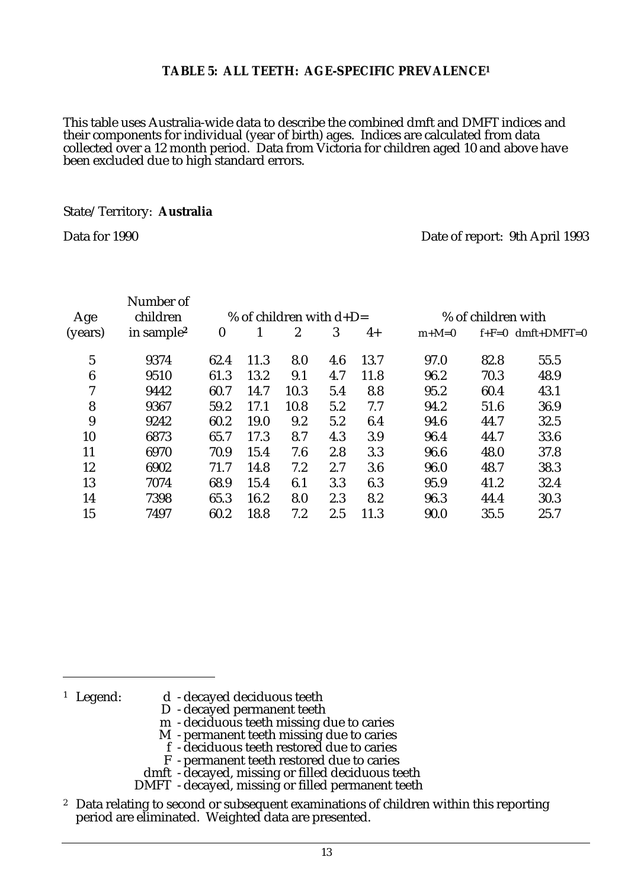**TABLE 5: ALL TEETH: AGE-SPECIFIC PREVALENCE[1]**

This table uses Australia-wide data to describe the combined dmft and DMFT indices and their components for individual (year of birth) ages. Indices are calculated from data collected over a 12 month period. Data from Victoria for children aged 10 and above have been excluded due to high standard errors.

State/Territory: **Australia**

Data for 1990

Date of report: 9th April 1993

| Age | Number of children | % of children with d+D= | | | | | % of children with | | |
|---|---|---|---|---|---|---|---|---|---|
| (years) | in sample[2] | 0 | 1 | 2 | 3 | 4+ | m+M=0 | f+F=0 | dmft+DMFT=0 |
| 5 | 9374 | 62.4 | 11.3 | 8.0 | 4.6 | 13.7 | 97.0 | 82.8 | 55.5 |
| 6 | 9510 | 61.3 | 13.2 | 9.1 | 4.7 | 11.8 | 96.2 | 70.3 | 48.9 |
| 7 | 9442 | 60.7 | 14.7 | 10.3 | 5.4 | 8.8 | 95.2 | 60.4 | 43.1 |
| 8 | 9367 | 59.2 | 17.1 | 10.8 | 5.2 | 7.7 | 94.2 | 51.6 | 36.9 |
| 9 | 9242 | 60.2 | 19.0 | 9.2 | 5.2 | 6.4 | 94.6 | 44.7 | 32.5 |
| 10 | 6873 | 65.7 | 17.3 | 8.7 | 4.3 | 3.9 | 96.4 | 44.7 | 33.6 |
| 11 | 6970 | 70.9 | 15.4 | 7.6 | 2.8 | 3.3 | 96.6 | 48.0 | 37.8 |
| 12 | 6902 | 71.7 | 14.8 | 7.2 | 2.7 | 3.6 | 96.0 | 48.7 | 38.3 |
| 13 | 7074 | 68.9 | 15.4 | 6.1 | 3.3 | 6.3 | 95.9 | 41.2 | 32.4 |
| 14 | 7398 | 65.3 | 16.2 | 8.0 | 2.3 | 8.2 | 96.3 | 44.4 | 30.3 |
| 15 | 7497 | 60.2 | 18.8 | 7.2 | 2.5 | 11.3 | 90.0 | 35.5 | 25.7 |

[1] Legend:
- d - decayed deciduous teeth
- D - decayed permanent teeth
- m - deciduous teeth missing due to caries
- M - permanent teeth missing due to caries
- f - deciduous teeth restored due to caries
- F - permanent teeth restored due to caries
- dmft - decayed, missing or filled deciduous teeth
- DMFT - decayed, missing or filled permanent teeth

[2] Data relating to second or subsequent examinations of children within this reporting period are eliminated. Weighted data are presented.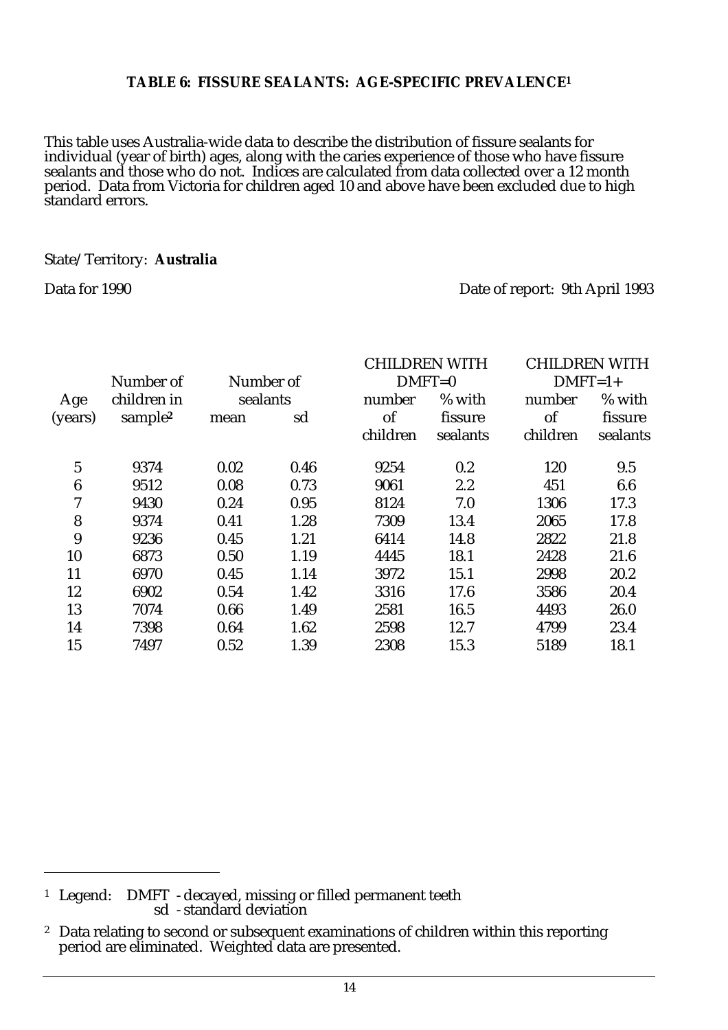### TABLE 6: FISSURE SEALANTS: AGE-SPECIFIC PREVALENCE[1]

This table uses Australia-wide data to describe the distribution of fissure sealants for individual (year of birth) ages, along with the caries experience of those who have fissure sealants and those who do not. Indices are calculated from data collected over a 12 month period. Data from Victoria for children aged 10 and above have been excluded due to high standard errors.

State/Territory: **Australia**

Data for 1990 — Date of report: 9th April 1993

| Age (years) | Number of children in sample[2] | Number of sealants | | CHILDREN WITH DMFT=0 | | CHILDREN WITH DMFT=1+ | |
|---|---|---|---|---|---|---|---|
| | | mean | sd | number of children | % with fissure sealants | number of children | % with fissure sealants |
| 5 | 9374 | 0.02 | 0.46 | 9254 | 0.2 | 120 | 9.5 |
| 6 | 9512 | 0.08 | 0.73 | 9061 | 2.2 | 451 | 6.6 |
| 7 | 9430 | 0.24 | 0.95 | 8124 | 7.0 | 1306 | 17.3 |
| 8 | 9374 | 0.41 | 1.28 | 7309 | 13.4 | 2065 | 17.8 |
| 9 | 9236 | 0.45 | 1.21 | 6414 | 14.8 | 2822 | 21.8 |
| 10 | 6873 | 0.50 | 1.19 | 4445 | 18.1 | 2428 | 21.6 |
| 11 | 6970 | 0.45 | 1.14 | 3972 | 15.1 | 2998 | 20.2 |
| 12 | 6902 | 0.54 | 1.42 | 3316 | 17.6 | 3586 | 20.4 |
| 13 | 7074 | 0.66 | 1.49 | 2581 | 16.5 | 4493 | 26.0 |
| 14 | 7398 | 0.64 | 1.62 | 2598 | 12.7 | 4799 | 23.4 |
| 15 | 7497 | 0.52 | 1.39 | 2308 | 15.3 | 5189 | 18.1 |

[1] Legend: DMFT - decayed, missing or filled permanent teeth
sd - standard deviation

[2] Data relating to second or subsequent examinations of children within this reporting period are eliminated. Weighted data are presented.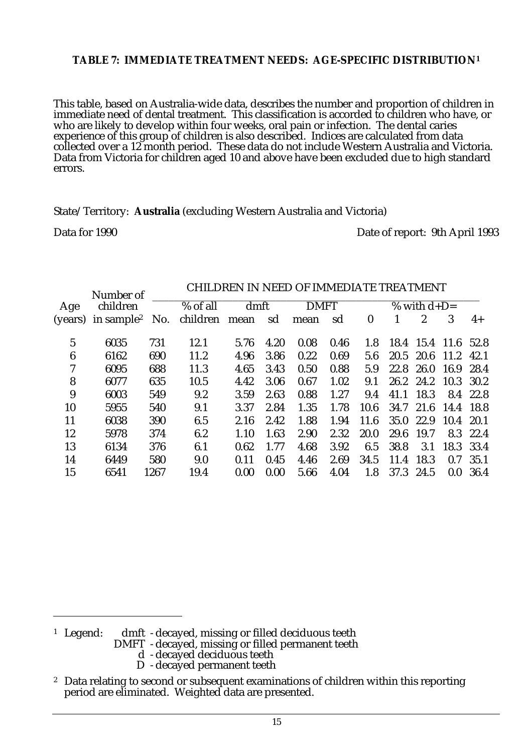#### TABLE 7: IMMEDIATE TREATMENT NEEDS: AGE-SPECIFIC DISTRIBUTION[1]

This table, based on Australia-wide data, describes the number and proportion of children in immediate need of dental treatment. This classification is accorded to children who have, or who are likely to develop within four weeks, oral pain or infection. The dental caries experience of this group of children is also described. Indices are calculated from data collected over a 12 month period. These data do not include Western Australia and Victoria. Data from Victoria for children aged 10 and above have been excluded due to high standard errors.

State/Territory: **Australia** (excluding Western Australia and Victoria)

Data for 1990 — Date of report: 9th April 1993

| Age | Number of children | CHILDREN IN NEED OF IMMEDIATE TREATMENT | | | | | | | | | | |
|---|---|---|---|---|---|---|---|---|---|---|---|---|
| | | | % of all | dmft | | DMFT | | % with d+D= | | | | |
| (years) | in sample[2] | No. | children | mean | sd | mean | sd | 0 | 1 | 2 | 3 | 4+ |
| 5 | 6035 | 731 | 12.1 | 5.76 | 4.20 | 0.08 | 0.46 | 1.8 | 18.4 | 15.4 | 11.6 | 52.8 |
| 6 | 6162 | 690 | 11.2 | 4.96 | 3.86 | 0.22 | 0.69 | 5.6 | 20.5 | 20.6 | 11.2 | 42.1 |
| 7 | 6095 | 688 | 11.3 | 4.65 | 3.43 | 0.50 | 0.88 | 5.9 | 22.8 | 26.0 | 16.9 | 28.4 |
| 8 | 6077 | 635 | 10.5 | 4.42 | 3.06 | 0.67 | 1.02 | 9.1 | 26.2 | 24.2 | 10.3 | 30.2 |
| 9 | 6003 | 549 | 9.2 | 3.59 | 2.63 | 0.88 | 1.27 | 9.4 | 41.1 | 18.3 | 8.4 | 22.8 |
| 10 | 5955 | 540 | 9.1 | 3.37 | 2.84 | 1.35 | 1.78 | 10.6 | 34.7 | 21.6 | 14.4 | 18.8 |
| 11 | 6038 | 390 | 6.5 | 2.16 | 2.42 | 1.88 | 1.94 | 11.6 | 35.0 | 22.9 | 10.4 | 20.1 |
| 12 | 5978 | 374 | 6.2 | 1.10 | 1.63 | 2.90 | 2.32 | 20.0 | 29.6 | 19.7 | 8.3 | 22.4 |
| 13 | 6134 | 376 | 6.1 | 0.62 | 1.77 | 4.68 | 3.92 | 6.5 | 38.8 | 3.1 | 18.3 | 33.4 |
| 14 | 6449 | 580 | 9.0 | 0.11 | 0.45 | 4.46 | 2.69 | 34.5 | 11.4 | 18.3 | 0.7 | 35.1 |
| 15 | 6541 | 1267 | 19.4 | 0.00 | 0.00 | 5.66 | 4.04 | 1.8 | 37.3 | 24.5 | 0.0 | 36.4 |

[1] Legend:
dmft - decayed, missing or filled deciduous teeth
DMFT - decayed, missing or filled permanent teeth
d - decayed deciduous teeth
D - decayed permanent teeth

[2] Data relating to second or subsequent examinations of children within this reporting period are eliminated. Weighted data are presented.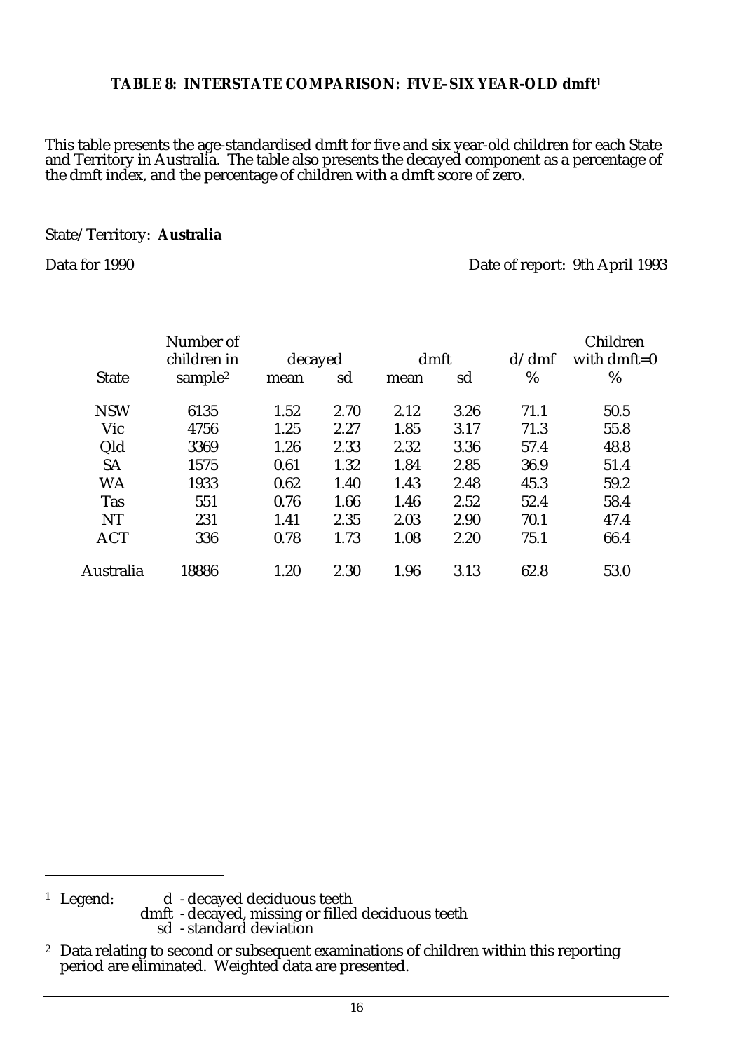**TABLE 8: INTERSTATE COMPARISON: FIVE–SIX YEAR-OLD dmft[1]**

This table presents the age-standardised dmft for five and six year-old children for each State and Territory in Australia. The table also presents the decayed component as a percentage of the dmft index, and the percentage of children with a dmft score of zero.

State/Territory: **Australia**

Data for 1990

Date of report: 9th April 1993

| State | Number of children in sample[2] | decayed | | dmft | | d/dmf | Children with dmft=0 |
|---|---|---|---|---|---|---|---|
| | | mean | sd | mean | sd | % | % |
| NSW | 6135 | 1.52 | 2.70 | 2.12 | 3.26 | 71.1 | 50.5 |
| Vic | 4756 | 1.25 | 2.27 | 1.85 | 3.17 | 71.3 | 55.8 |
| Qld | 3369 | 1.26 | 2.33 | 2.32 | 3.36 | 57.4 | 48.8 |
| SA | 1575 | 0.61 | 1.32 | 1.84 | 2.85 | 36.9 | 51.4 |
| WA | 1933 | 0.62 | 1.40 | 1.43 | 2.48 | 45.3 | 59.2 |
| Tas | 551 | 0.76 | 1.66 | 1.46 | 2.52 | 52.4 | 58.4 |
| NT | 231 | 1.41 | 2.35 | 2.03 | 2.90 | 70.1 | 47.4 |
| ACT | 336 | 0.78 | 1.73 | 1.08 | 2.20 | 75.1 | 66.4 |
| Australia | 18886 | 1.20 | 2.30 | 1.96 | 3.13 | 62.8 | 53.0 |

---

[1] Legend: d - decayed deciduous teeth
dmft - decayed, missing or filled deciduous teeth
sd - standard deviation

[2] Data relating to second or subsequent examinations of children within this reporting period are eliminated. Weighted data are presented.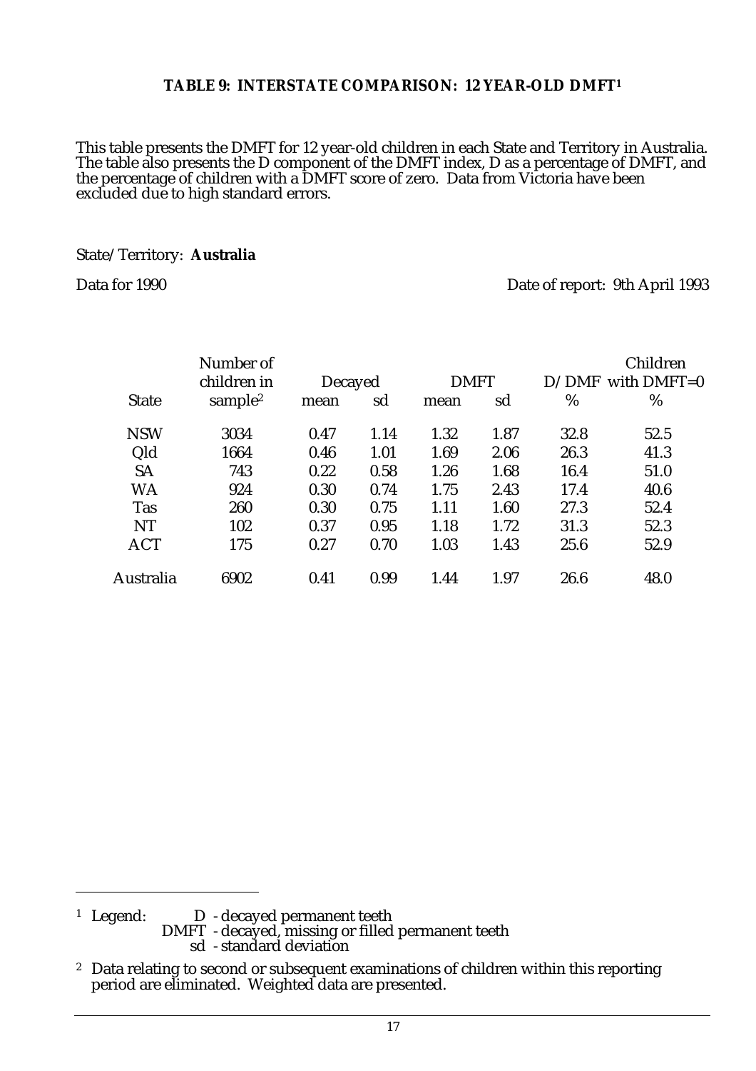### TABLE 9: INTERSTATE COMPARISON: 12 YEAR-OLD DMFT[1]

This table presents the DMFT for 12 year-old children in each State and Territory in Australia. The table also presents the D component of the DMFT index, D as a percentage of DMFT, and the percentage of children with a DMFT score of zero. Data from Victoria have been excluded due to high standard errors.

State/Territory: **Australia**

Data for 1990

Date of report: 9th April 1993

| State | Number of children in sample[2] | Decayed mean | Decayed sd | DMFT mean | DMFT sd | D/DMF % | Children with DMFT=0 % |
|---|---|---|---|---|---|---|---|
| NSW | 3034 | 0.47 | 1.14 | 1.32 | 1.87 | 32.8 | 52.5 |
| Qld | 1664 | 0.46 | 1.01 | 1.69 | 2.06 | 26.3 | 41.3 |
| SA | 743 | 0.22 | 0.58 | 1.26 | 1.68 | 16.4 | 51.0 |
| WA | 924 | 0.30 | 0.74 | 1.75 | 2.43 | 17.4 | 40.6 |
| Tas | 260 | 0.30 | 0.75 | 1.11 | 1.60 | 27.3 | 52.4 |
| NT | 102 | 0.37 | 0.95 | 1.18 | 1.72 | 31.3 | 52.3 |
| ACT | 175 | 0.27 | 0.70 | 1.03 | 1.43 | 25.6 | 52.9 |
| Australia | 6902 | 0.41 | 0.99 | 1.44 | 1.97 | 26.6 | 48.0 |

---

[1] Legend:
D - decayed permanent teeth
DMFT - decayed, missing or filled permanent teeth
sd - standard deviation

[2] Data relating to second or subsequent examinations of children within this reporting period are eliminated. Weighted data are presented.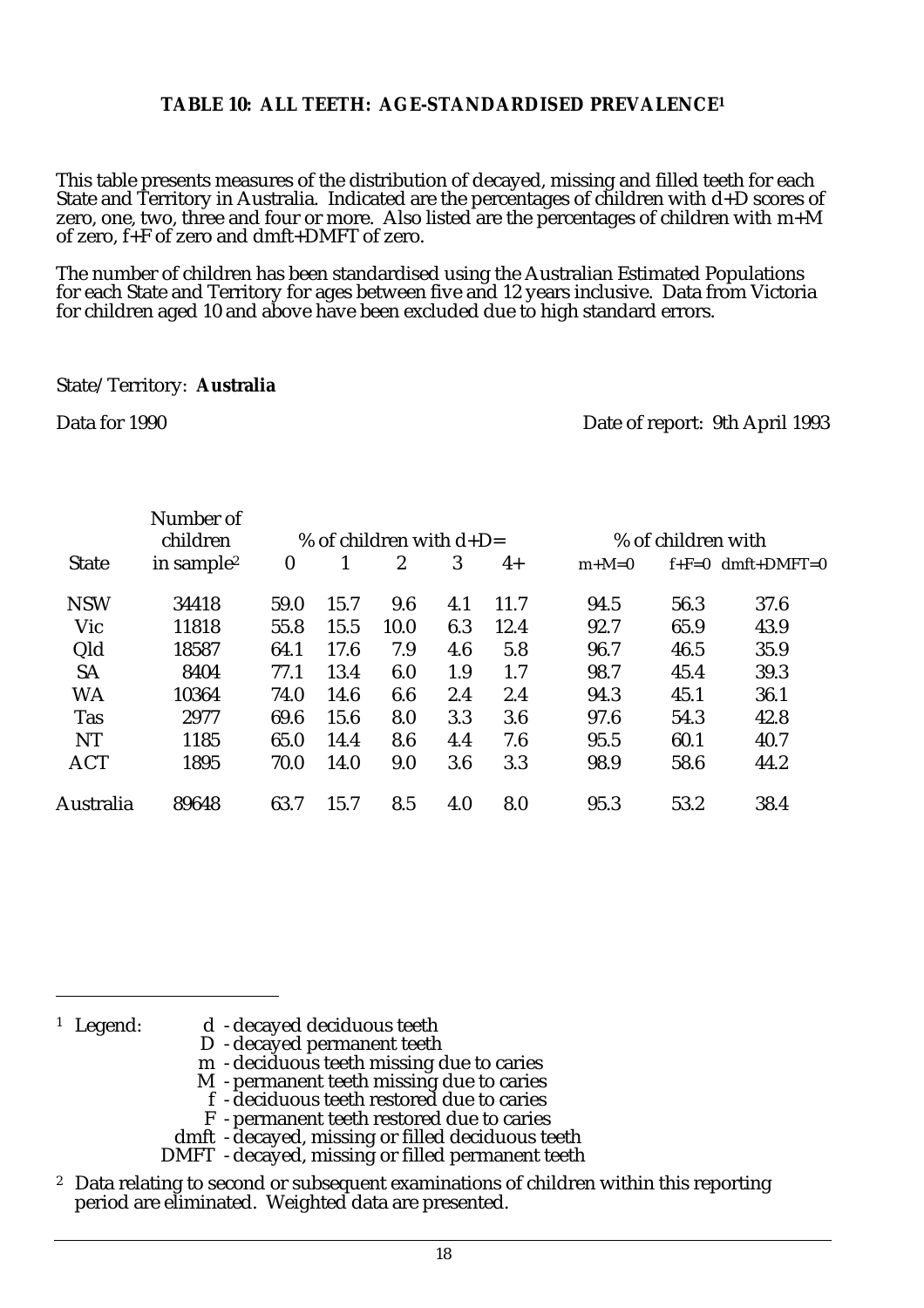#### TABLE 10: ALL TEETH: AGE-STANDARDISED PREVALENCE[1]

This table presents measures of the distribution of decayed, missing and filled teeth for each State and Territory in Australia. Indicated are the percentages of children with d+D scores of zero, one, two, three and four or more. Also listed are the percentages of children with m+M of zero, f+F of zero and dmft+DMFT of zero.

The number of children has been standardised using the Australian Estimated Populations for each State and Territory for ages between five and 12 years inclusive. Data from Victoria for children aged 10 and above have been excluded due to high standard errors.

State/Territory: **Australia**

Data for 1990 Date of report: 9th April 1993

| State | Number of children in sample[2] | % of children with d+D= | | | | | % of children with | | |
|---|---|---|---|---|---|---|---|---|---|
| | | 0 | 1 | 2 | 3 | 4+ | m+M=0 | f+F=0 | dmft+DMFT=0 |
| NSW | 34418 | 59.0 | 15.7 | 9.6 | 4.1 | 11.7 | 94.5 | 56.3 | 37.6 |
| Vic | 11818 | 55.8 | 15.5 | 10.0 | 6.3 | 12.4 | 92.7 | 65.9 | 43.9 |
| Qld | 18587 | 64.1 | 17.6 | 7.9 | 4.6 | 5.8 | 96.7 | 46.5 | 35.9 |
| SA | 8404 | 77.1 | 13.4 | 6.0 | 1.9 | 1.7 | 98.7 | 45.4 | 39.3 |
| WA | 10364 | 74.0 | 14.6 | 6.6 | 2.4 | 2.4 | 94.3 | 45.1 | 36.1 |
| Tas | 2977 | 69.6 | 15.6 | 8.0 | 3.3 | 3.6 | 97.6 | 54.3 | 42.8 |
| NT | 1185 | 65.0 | 14.4 | 8.6 | 4.4 | 7.6 | 95.5 | 60.1 | 40.7 |
| ACT | 1895 | 70.0 | 14.0 | 9.0 | 3.6 | 3.3 | 98.9 | 58.6 | 44.2 |
| Australia | 89648 | 63.7 | 15.7 | 8.5 | 4.0 | 8.0 | 95.3 | 53.2 | 38.4 |

---

[1] Legend:
- d - decayed deciduous teeth
- D - decayed permanent teeth
- m - deciduous teeth missing due to caries
- M - permanent teeth missing due to caries
- f - deciduous teeth restored due to caries
- F - permanent teeth restored due to caries
- dmft - decayed, missing or filled deciduous teeth
- DMFT - decayed, missing or filled permanent teeth

[2] Data relating to second or subsequent examinations of children within this reporting period are eliminated. Weighted data are presented.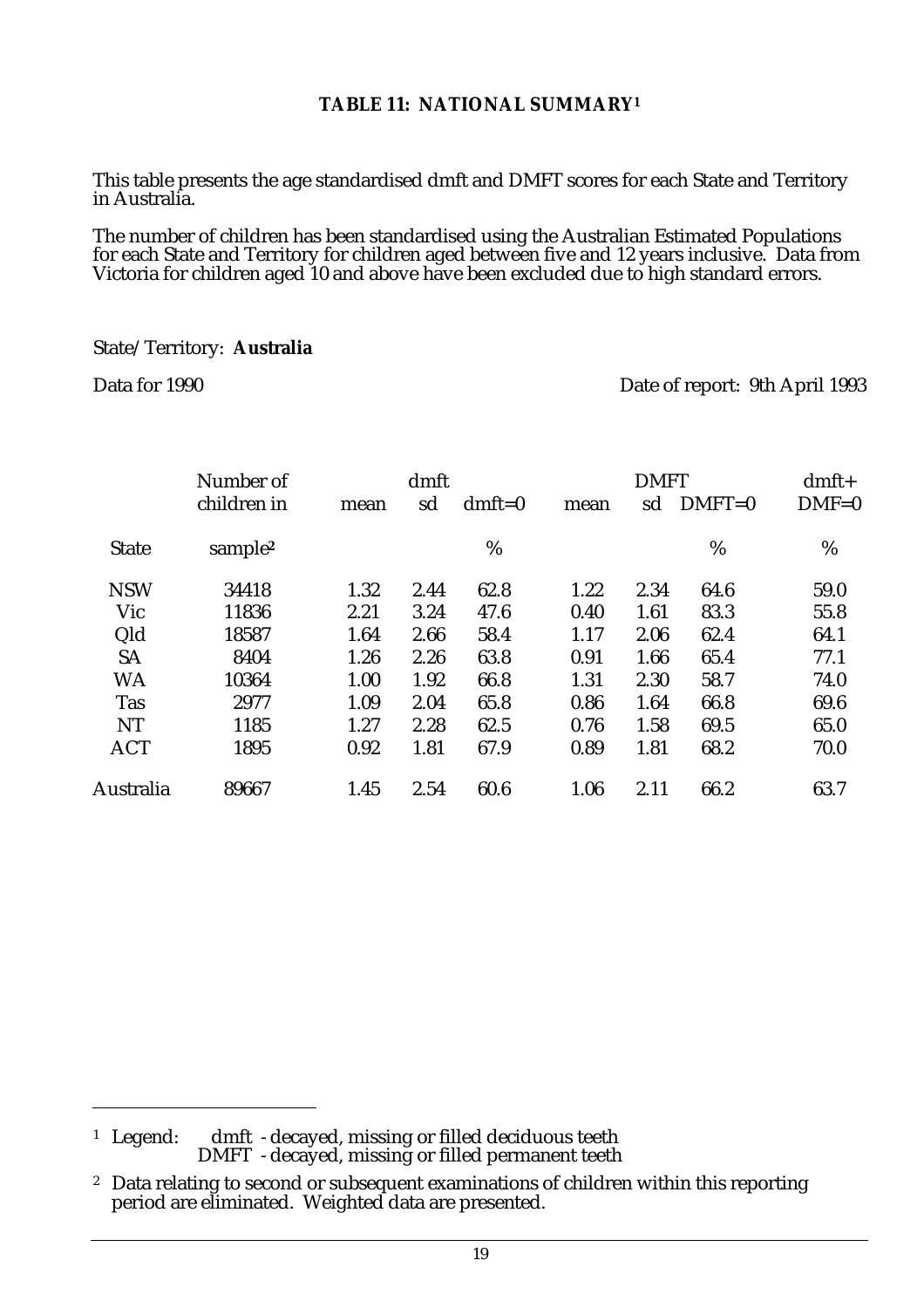**TABLE 11: NATIONAL SUMMARY[1]**

This table presents the age standardised dmft and DMFT scores for each State and Territory in Australia.

The number of children has been standardised using the Australian Estimated Populations for each State and Territory for children aged between five and 12 years inclusive. Data from Victoria for children aged 10 and above have been excluded due to high standard errors.

State/Territory: **Australia**

Data for 1990

Date of report: 9th April 1993

| State | Number of children in sample[2] | dmft mean | dmft sd | dmft=0 % | DMFT mean | DMFT sd | DMFT=0 % | dmft+ DMF=0 % |
|---|---|---|---|---|---|---|---|---|
| NSW | 34418 | 1.32 | 2.44 | 62.8 | 1.22 | 2.34 | 64.6 | 59.0 |
| Vic | 11836 | 2.21 | 3.24 | 47.6 | 0.40 | 1.61 | 83.3 | 55.8 |
| Qld | 18587 | 1.64 | 2.66 | 58.4 | 1.17 | 2.06 | 62.4 | 64.1 |
| SA | 8404 | 1.26 | 2.26 | 63.8 | 0.91 | 1.66 | 65.4 | 77.1 |
| WA | 10364 | 1.00 | 1.92 | 66.8 | 1.31 | 2.30 | 58.7 | 74.0 |
| Tas | 2977 | 1.09 | 2.04 | 65.8 | 0.86 | 1.64 | 66.8 | 69.6 |
| NT | 1185 | 1.27 | 2.28 | 62.5 | 0.76 | 1.58 | 69.5 | 65.0 |
| ACT | 1895 | 0.92 | 1.81 | 67.9 | 0.89 | 1.81 | 68.2 | 70.0 |
| Australia | 89667 | 1.45 | 2.54 | 60.6 | 1.06 | 2.11 | 66.2 | 63.7 |

[1] Legend: dmft - decayed, missing or filled deciduous teeth
DMFT - decayed, missing or filled permanent teeth

[2] Data relating to second or subsequent examinations of children within this reporting period are eliminated. Weighted data are presented.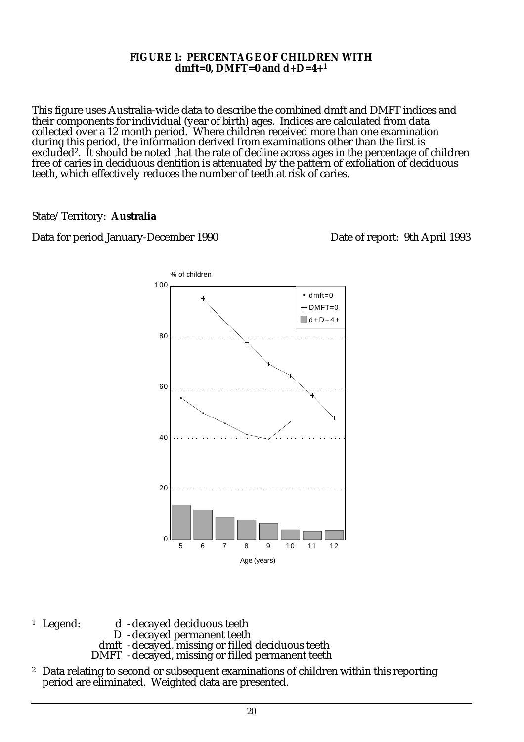# FIGURE 1: PERCENTAGE OF CHILDREN WITH dmft=0, DMFT=0 and d+D=4+[1]

This figure uses Australia-wide data to describe the combined dmft and DMFT indices and their components for individual (year of birth) ages. Indices are calculated from data collected over a 12 month period. Where children received more than one examination during this period, the information derived from examinations other than the first is excluded[2]. It should be noted that the rate of decline across ages in the percentage of children free of caries in deciduous dentition is attenuated by the pattern of exfoliation of deciduous teeth, which effectively reduces the number of teeth at risk of caries.

State/Territory: **Australia**

Data for period January-December 1990

Date of report: 9th April 1993

% of children

100
80
60
40
20
0

dmft=0
DMFT=0
d+D=4+

5 6 7 8 9 10 11 12

Age (years)

---

[1] Legend:
- d - decayed deciduous teeth
- D - decayed permanent teeth
- dmft - decayed, missing or filled deciduous teeth
- DMFT - decayed, missing or filled permanent teeth

[2] Data relating to second or subsequent examinations of children within this reporting period are eliminated. Weighted data are presented.